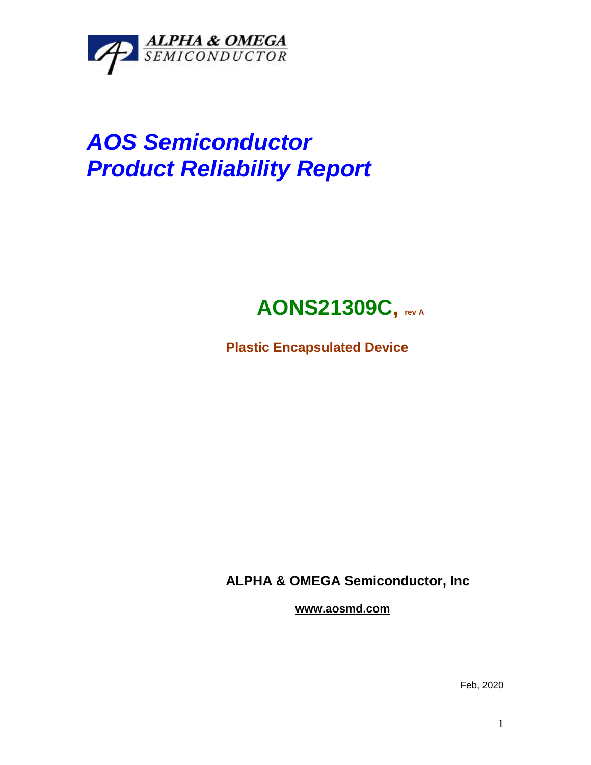ALPHA & OMEGA
SEMICONDUCTOR

# *AOS Semiconductor*
# *Product Reliability Report*

## AONS21309C, rev A

**Plastic Encapsulated Device**

**ALPHA & OMEGA Semiconductor, Inc**

**www.aosmd.com**

Feb, 2020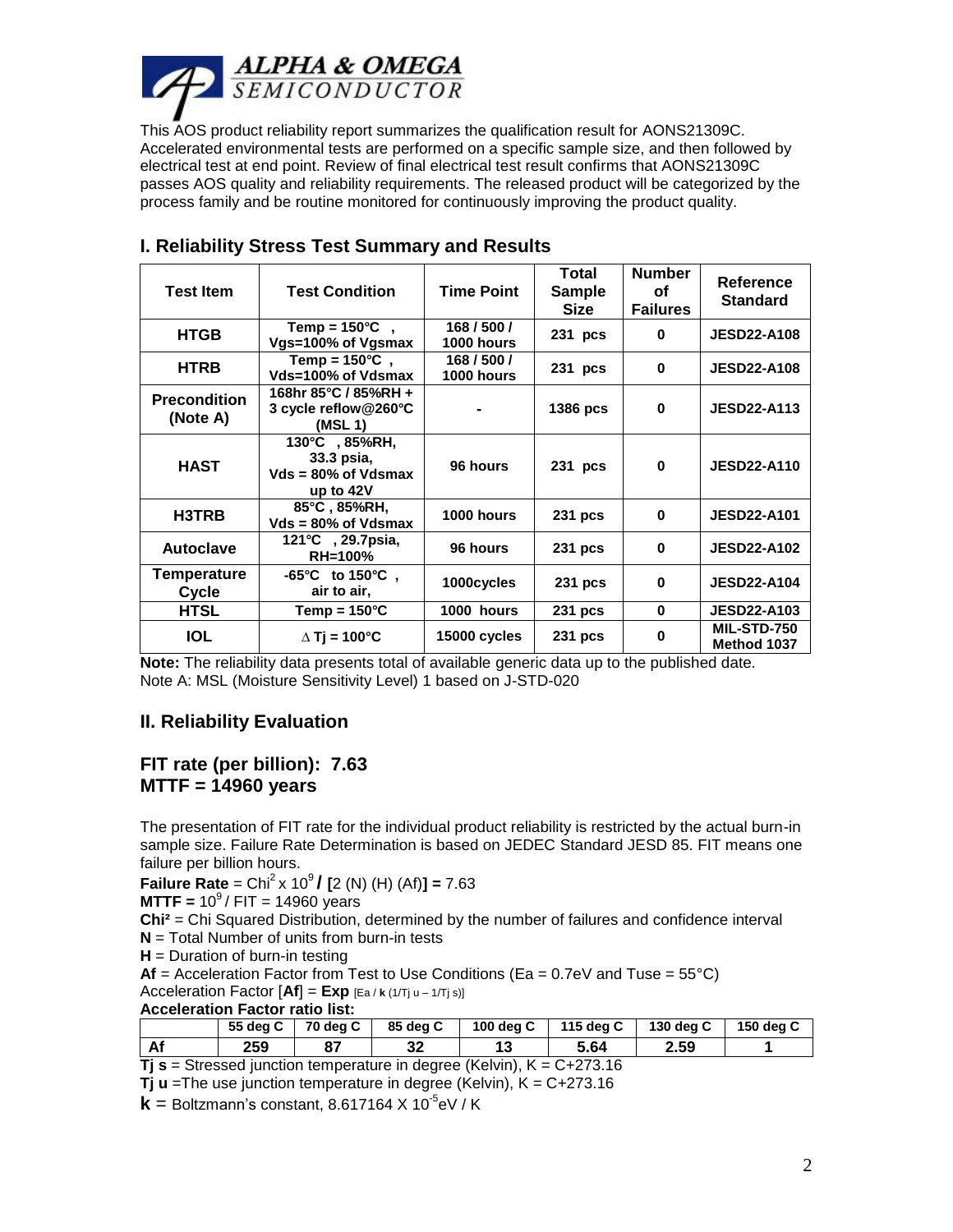**ALPHA & OMEGA SEMICONDUCTOR**

This AOS product reliability report summarizes the qualification result for AONS21309C. Accelerated environmental tests are performed on a specific sample size, and then followed by electrical test at end point. Review of final electrical test result confirms that AONS21309C passes AOS quality and reliability requirements. The released product will be categorized by the process family and be routine monitored for continuously improving the product quality.

## I. Reliability Stress Test Summary and Results

| Test Item | Test Condition | Time Point | Total Sample Size | Number of Failures | Reference Standard |
|---|---|---|---|---|---|
| HTGB | Temp = 150°C , Vgs=100% of Vgsmax | 168 / 500 / 1000 hours | 231 pcs | 0 | JESD22-A108 |
| HTRB | Temp = 150°C , Vds=100% of Vdsmax | 168 / 500 / 1000 hours | 231 pcs | 0 | JESD22-A108 |
| Precondition (Note A) | 168hr 85°C / 85%RH + 3 cycle reflow@260°C (MSL 1) | - | 1386 pcs | 0 | JESD22-A113 |
| HAST | 130°C , 85%RH, 33.3 psia, Vds = 80% of Vdsmax up to 42V | 96 hours | 231 pcs | 0 | JESD22-A110 |
| H3TRB | 85°C , 85%RH, Vds = 80% of Vdsmax | 1000 hours | 231 pcs | 0 | JESD22-A101 |
| Autoclave | 121°C , 29.7psia, RH=100% | 96 hours | 231 pcs | 0 | JESD22-A102 |
| Temperature Cycle | -65°C to 150°C , air to air, | 1000cycles | 231 pcs | 0 | JESD22-A104 |
| HTSL | Temp = 150°C | 1000 hours | 231 pcs | 0 | JESD22-A103 |
| IOL | $\Delta$ Tj = 100°C | 15000 cycles | 231 pcs | 0 | MIL-STD-750 Method 1037 |

**Note:** The reliability data presents total of available generic data up to the published date.
Note A: MSL (Moisture Sensitivity Level) 1 based on J-STD-020

## II. Reliability Evaluation

### FIT rate (per billion): 7.63
### MTTF = 14960 years

The presentation of FIT rate for the individual product reliability is restricted by the actual burn-in sample size. Failure Rate Determination is based on JEDEC Standard JESD 85. FIT means one failure per billion hours.

**Failure Rate** = $Chi^2 \times 10^9$ **/ [**2 (N) (H) (Af)**] =** 7.63

**MTTF =** $10^9$ / FIT = 14960 years

**Chi²** = Chi Squared Distribution, determined by the number of failures and confidence interval

**N** = Total Number of units from burn-in tests

**H** = Duration of burn-in testing

**Af** = Acceleration Factor from Test to Use Conditions (Ea = 0.7eV and Tuse = 55°C)

Acceleration Factor [**Af**] = **Exp** [Ea / **k** (1/Tj u – 1/Tj s)]

**Acceleration Factor ratio list:**

| | 55 deg C | 70 deg C | 85 deg C | 100 deg C | 115 deg C | 130 deg C | 150 deg C |
|---|---|---|---|---|---|---|---|
| Af | 259 | 87 | 32 | 13 | 5.64 | 2.59 | 1 |

**Tj s** = Stressed junction temperature in degree (Kelvin), K = C+273.16

**Tj u** =The use junction temperature in degree (Kelvin), K = C+273.16

**k** = Boltzmann's constant, $8.617164 \times 10^{-5}$eV / K